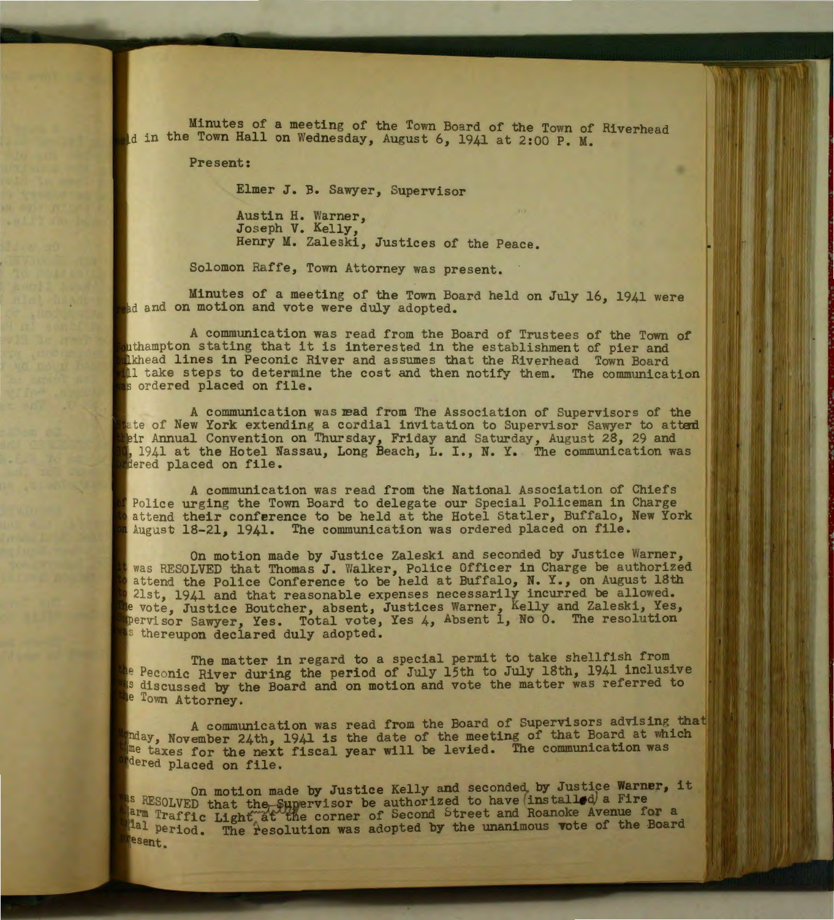Minutes of a meeting of the Town Board of the Town of Riverhead held in the Town Hall on Wednesday, August 6, 1941 at 2:00 P. M.

Present:

Elmer J. B. Sawyer, Supervisor

Austin H. Warner,
Joseph V. Kelly,
Henry M. Zaleski, Justices of the Peace.

Solomon Raffe, Town Attorney was present.

Minutes of a meeting of the Town Board held on July 16, 1941 were read and on motion and vote were duly adopted.

A communication was read from the Board of Trustees of the Town of Southampton stating that it is interested in the establishment of pier and bulkhead lines in Peconic River and assumes that the Riverhead Town Board will take steps to determine the cost and then notify them. The communication was ordered placed on file.

A communication was read from The Association of Supervisors of the State of New York extending a cordial invitation to Supervisor Sawyer to attend their Annual Convention on Thursday, Friday and Saturday, August 28, 29 and 30, 1941 at the Hotel Nassau, Long Beach, L. I., N. Y. The communication was ordered placed on file.

A communication was read from the National Association of Chiefs of Police urging the Town Board to delegate our Special Policeman in Charge to attend their conference to be held at the Hotel Statler, Buffalo, New York on August 18-21, 1941. The communication was ordered placed on file.

On motion made by Justice Zaleski and seconded by Justice Warner, it was RESOLVED that Thomas J. Walker, Police Officer in Charge be authorized to attend the Police Conference to be held at Buffalo, N. Y., on August 18th to 21st, 1941 and that reasonable expenses necessarily incurred be allowed. The vote, Justice Boutcher, absent, Justices Warner, Kelly and Zaleski, Yes, Supervisor Sawyer, Yes. Total vote, Yes 4, Absent 1, No 0. The resolution was thereupon declared duly adopted.

The matter in regard to a special permit to take shellfish from the Peconic River during the period of July 15th to July 18th, 1941 inclusive was discussed by the Board and on motion and vote the matter was referred to the Town Attorney.

A communication was read from the Board of Supervisors advising that Monday, November 24th, 1941 is the date of the meeting of that Board at which time taxes for the next fiscal year will be levied. The communication was ordered placed on file.

On motion made by Justice Kelly and seconded by Justice Warner, it was RESOLVED that the Supervisor be authorized to have installed a Fire Alarm Traffic Light at the corner of Second Street and Roanoke Avenue for a trial period. The resolution was adopted by the unanimous vote of the Board present.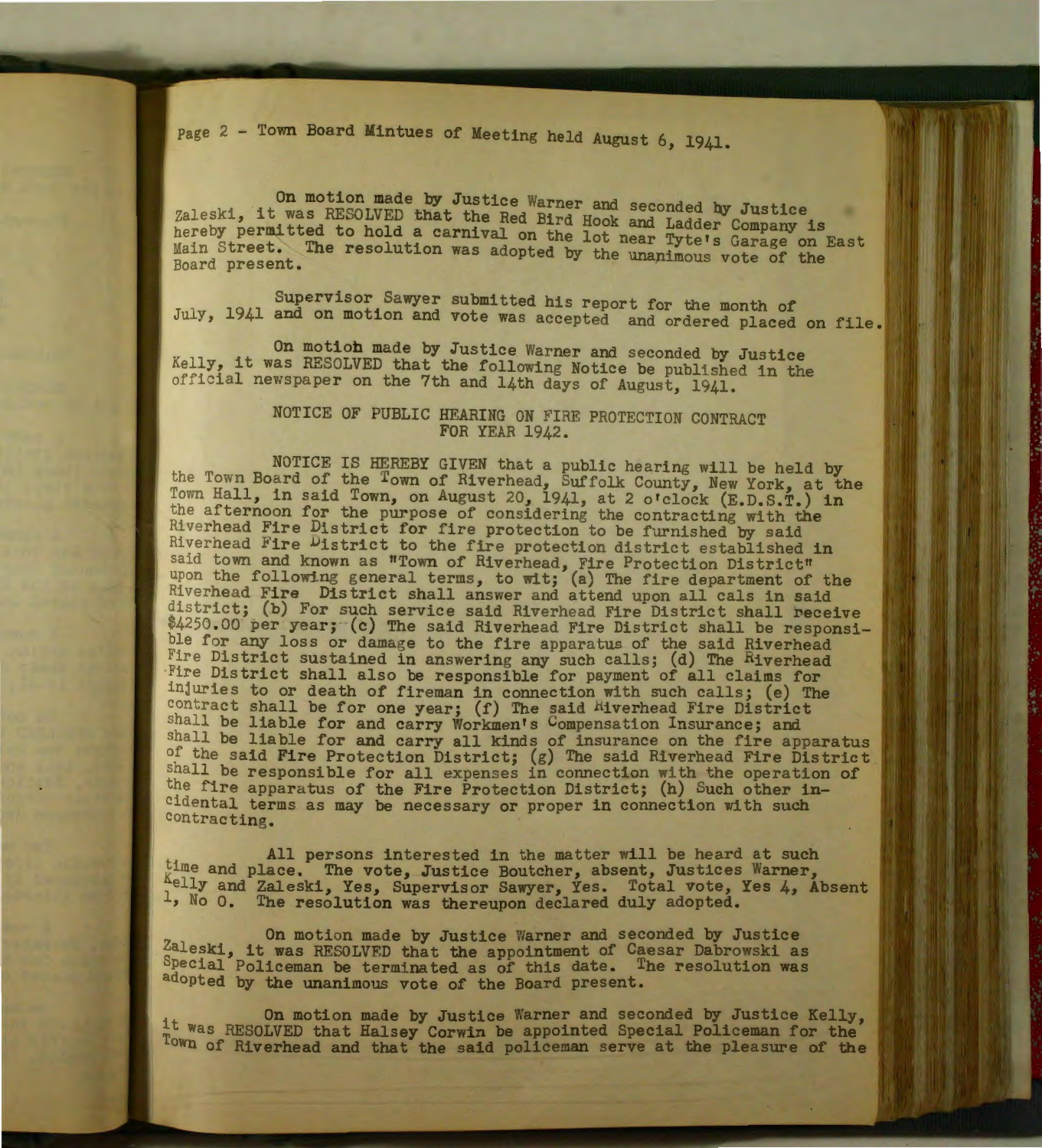Page 2 - Town Board Mintues of Meeting held August 6, 1941.

On motion made by Justice Warner and seconded by Justice Zaleski, it was RESOLVED that the Red Bird Hook and Ladder Company is hereby permitted to hold a carnival on the lot near Tyte's Garage on East Main Street. The resolution was adopted by the unanimous vote of the Board present.

Supervisor Sawyer submitted his report for the month of July, 1941 and on motion and vote was accepted and ordered placed on file.

On motion made by Justice Warner and seconded by Justice Kelly, it was RESOLVED that the following Notice be published in the official newspaper on the 7th and 14th days of August, 1941.

NOTICE OF PUBLIC HEARING ON FIRE PROTECTION CONTRACT FOR YEAR 1942.

NOTICE IS HEREBY GIVEN that a public hearing will be held by the Town Board of the Town of Riverhead, Suffolk County, New York, at the Town Hall, in said Town, on August 20, 1941, at 2 o'clock (E.D.S.T.) in the afternoon for the purpose of considering the contracting with the Riverhead Fire District for fire protection to be furnished by said Riverhead Fire District to the fire protection district established in said town and known as "Town of Riverhead, Fire Protection District" upon the following general terms, to wit; (a) The fire department of the Riverhead Fire District shall answer and attend upon all cals in said district; (b) For such service said Riverhead Fire District shall receive $4250.00 per year; (c) The said Riverhead Fire District shall be responsible for any loss or damage to the fire apparatus of the said Riverhead Fire District sustained in answering any such calls; (d) The Riverhead Fire District shall also be responsible for payment of all claims for injuries to or death of fireman in connection with such calls; (e) The contract shall be for one year; (f) The said Riverhead Fire District shall be liable for and carry Workmen's Compensation Insurance; and shall be liable for and carry all kinds of insurance on the fire apparatus of the said Fire Protection District; (g) The said Riverhead Fire District shall be responsible for all expenses in connection with the operation of the fire apparatus of the Fire Protection District; (h) Such other incidental terms as may be necessary or proper in connection with such contracting.

All persons interested in the matter will be heard at such time and place. The vote, Justice Boutcher, absent, Justices Warner, Kelly and Zaleski, Yes, Supervisor Sawyer, Yes. Total vote, Yes 4, Absent 1, No 0. The resolution was thereupon declared duly adopted.

On motion made by Justice Warner and seconded by Justice Zaleski, it was RESOLVED that the appointment of Caesar Dabrowski as Special Policeman be terminated as of this date. The resolution was adopted by the unanimous vote of the Board present.

On motion made by Justice Warner and seconded by Justice Kelly, it was RESOLVED that Halsey Corwin be appointed Special Policeman for the Town of Riverhead and that the said policeman serve at the pleasure of the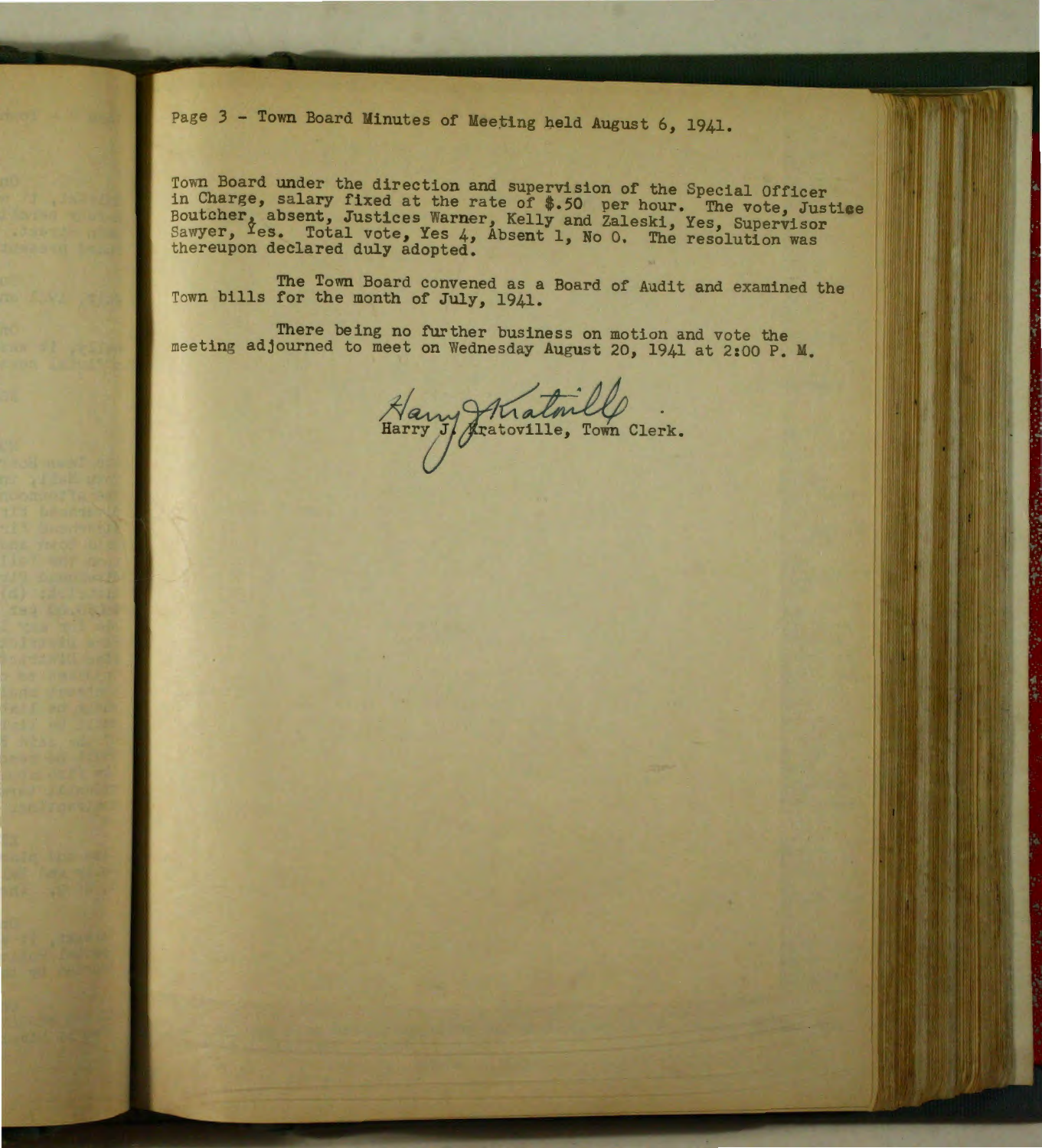Town Board under the direction and supervision of the Special Officer in Charge, salary fixed at the rate of $.50 per hour. The vote, Justice Boutcher, absent, Justices Warner, Kelly and Zaleski, Yes, Supervisor Sawyer, Yes. Total vote, Yes 4, Absent 1, No 0. The resolution was thereupon declared duly adopted.

The Town Board convened as a Board of Audit and examined the Town bills for the month of July, 1941.

There being no further business on motion and vote the meeting adjourned to meet on Wednesday August 20, 1941 at 2:00 P. M.

Harry J. Kratoville

Harry J. Kratoville, Town Clerk.